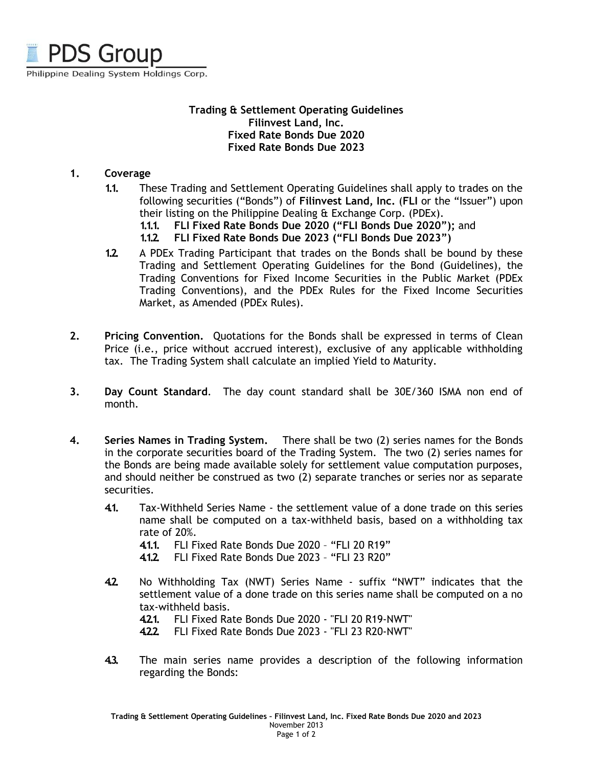PDS Group

Philippine Dealing System Holdings Corp.

**Trading & Settlement Operating Guidelines**
**Filinvest Land, Inc.**
**Fixed Rate Bonds Due 2020**
**Fixed Rate Bonds Due 2023**

1. **Coverage**
   - 1.1. These Trading and Settlement Operating Guidelines shall apply to trades on the following securities ("Bonds") of **Filinvest Land, Inc.** (**FLI** or the "Issuer") upon their listing on the Philippine Dealing & Exchange Corp. (PDEx).
     - 1.1.1. **FLI Fixed Rate Bonds Due 2020 ("FLI Bonds Due 2020");** and
     - 1.1.2. **FLI Fixed Rate Bonds Due 2023 ("FLI Bonds Due 2023")**
   - 1.2. A PDEx Trading Participant that trades on the Bonds shall be bound by these Trading and Settlement Operating Guidelines for the Bond (Guidelines), the Trading Conventions for Fixed Income Securities in the Public Market (PDEx Trading Conventions), and the PDEx Rules for the Fixed Income Securities Market, as Amended (PDEx Rules).

2. **Pricing Convention.** Quotations for the Bonds shall be expressed in terms of Clean Price (i.e., price without accrued interest), exclusive of any applicable withholding tax. The Trading System shall calculate an implied Yield to Maturity.

3. **Day Count Standard**. The day count standard shall be 30E/360 ISMA non end of month.

4. **Series Names in Trading System.** There shall be two (2) series names for the Bonds in the corporate securities board of the Trading System. The two (2) series names for the Bonds are being made available solely for settlement value computation purposes, and should neither be construed as two (2) separate tranches or series nor as separate securities.
   - 4.1. Tax-Withheld Series Name - the settlement value of a done trade on this series name shall be computed on a tax-withheld basis, based on a withholding tax rate of 20%.
     - 4.1.1. FLI Fixed Rate Bonds Due 2020 – "FLI 20 R19"
     - 4.1.2. FLI Fixed Rate Bonds Due 2023 – "FLI 23 R20"
   - 4.2. No Withholding Tax (NWT) Series Name - suffix "NWT" indicates that the settlement value of a done trade on this series name shall be computed on a no tax-withheld basis.
     - 4.2.1. FLI Fixed Rate Bonds Due 2020 - "FLI 20 R19-NWT"
     - 4.2.2. FLI Fixed Rate Bonds Due 2023 - "FLI 23 R20-NWT"
   - 4.3. The main series name provides a description of the following information regarding the Bonds: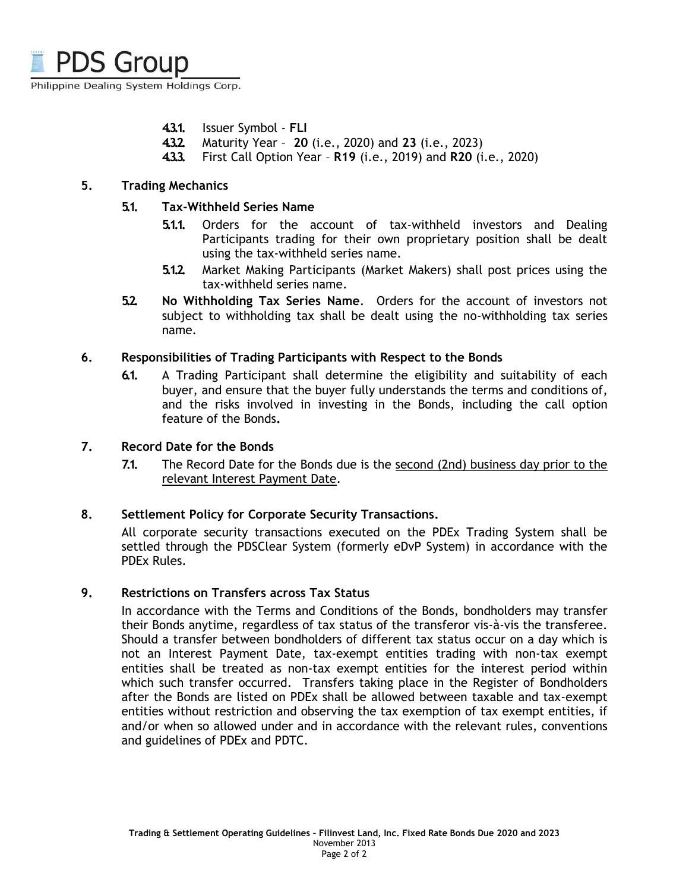4.3.1. Issuer Symbol - **FLI**

4.3.2. Maturity Year – **20** (i.e., 2020) and **23** (i.e., 2023)

4.3.3. First Call Option Year – **R19** (i.e., 2019) and **R20** (i.e., 2020)

## 5. Trading Mechanics

### 5.1. Tax-Withheld Series Name

5.1.1. Orders for the account of tax-withheld investors and Dealing Participants trading for their own proprietary position shall be dealt using the tax-withheld series name.

5.1.2. Market Making Participants (Market Makers) shall post prices using the tax-withheld series name.

**5.2. No Withholding Tax Series Name**. Orders for the account of investors not subject to withholding tax shall be dealt using the no-withholding tax series name.

## 6. Responsibilities of Trading Participants with Respect to the Bonds

6.1. A Trading Participant shall determine the eligibility and suitability of each buyer, and ensure that the buyer fully understands the terms and conditions of, and the risks involved in investing in the Bonds, including the call option feature of the Bonds**.**

## 7. Record Date for the Bonds

7.1. The Record Date for the Bonds due is the <u>second (2nd) business day prior to the relevant Interest Payment Date</u>.

## 8. Settlement Policy for Corporate Security Transactions.

All corporate security transactions executed on the PDEx Trading System shall be settled through the PDSClear System (formerly eDvP System) in accordance with the PDEx Rules.

## 9. Restrictions on Transfers across Tax Status

In accordance with the Terms and Conditions of the Bonds, bondholders may transfer their Bonds anytime, regardless of tax status of the transferor vis-à-vis the transferee. Should a transfer between bondholders of different tax status occur on a day which is not an Interest Payment Date, tax-exempt entities trading with non-tax exempt entities shall be treated as non-tax exempt entities for the interest period within which such transfer occurred. Transfers taking place in the Register of Bondholders after the Bonds are listed on PDEx shall be allowed between taxable and tax-exempt entities without restriction and observing the tax exemption of tax exempt entities, if and/or when so allowed under and in accordance with the relevant rules, conventions and guidelines of PDEx and PDTC.